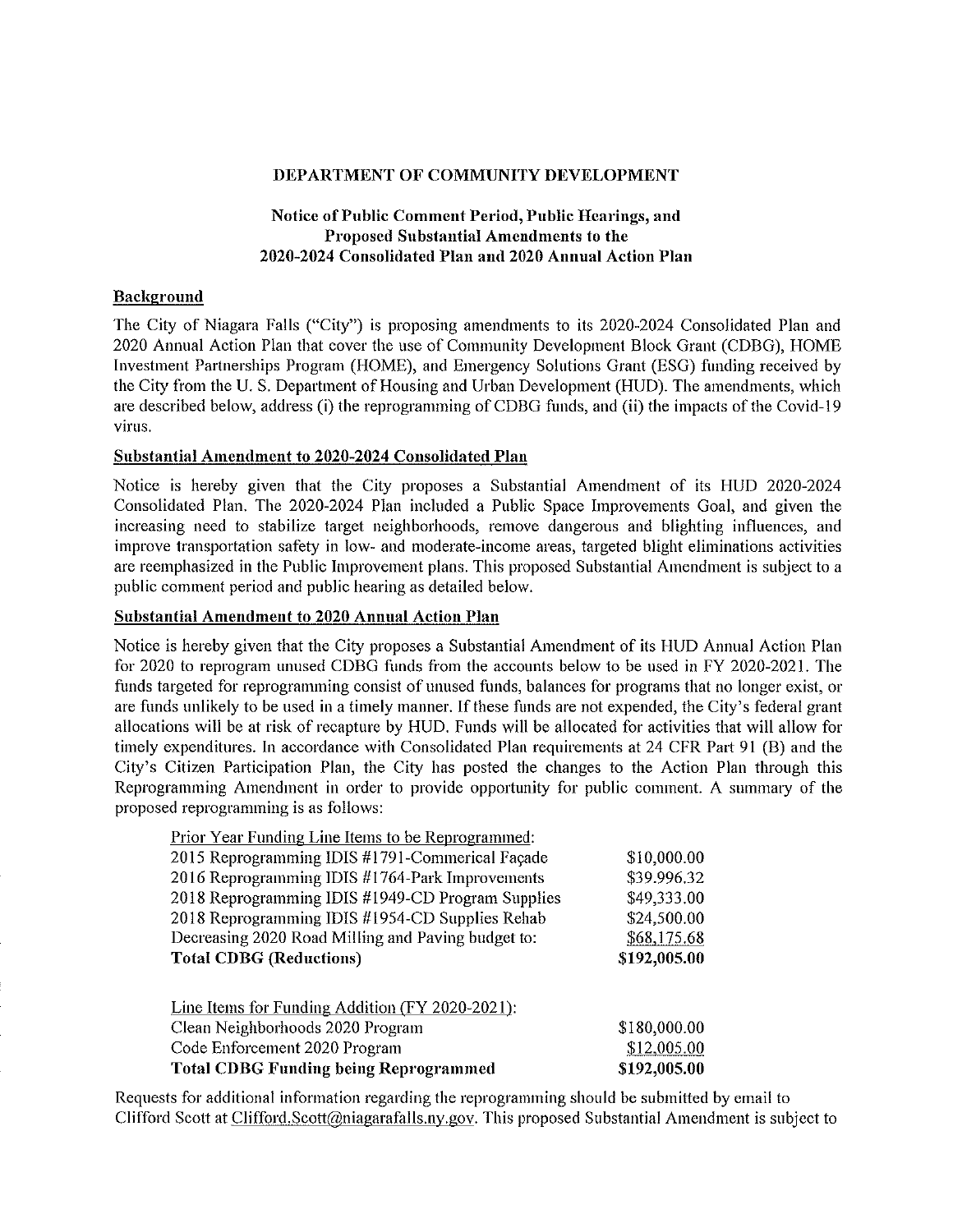**DEPARTMENT OF COMMUNITY DEVELOPMENT**

**Notice of Public Comment Period, Public Hearings, and Proposed Substantial Amendments to the 2020-2024 Consolidated Plan and 2020 Annual Action Plan**

**Background**

The City of Niagara Falls ("City") is proposing amendments to its 2020-2024 Consolidated Plan and 2020 Annual Action Plan that cover the use of Community Development Block Grant (CDBG), HOME Investment Partnerships Program (HOME), and Emergency Solutions Grant (ESG) funding received by the City from the U. S. Department of Housing and Urban Development (HUD). The amendments, which are described below, address (i) the reprogramming of CDBG funds, and (ii) the impacts of the Covid-19 virus.

**Substantial Amendment to 2020-2024 Consolidated Plan**

Notice is hereby given that the City proposes a Substantial Amendment of its HUD 2020-2024 Consolidated Plan. The 2020-2024 Plan included a Public Space Improvements Goal, and given the increasing need to stabilize target neighborhoods, remove dangerous and blighting influences, and improve transportation safety in low- and moderate-income areas, targeted blight eliminations activities are reemphasized in the Public Improvement plans. This proposed Substantial Amendment is subject to a public comment period and public hearing as detailed below.

**Substantial Amendment to 2020 Annual Action Plan**

Notice is hereby given that the City proposes a Substantial Amendment of its HUD Annual Action Plan for 2020 to reprogram unused CDBG funds from the accounts below to be used in FY 2020-2021. The funds targeted for reprogramming consist of unused funds, balances for programs that no longer exist, or are funds unlikely to be used in a timely manner. If these funds are not expended, the City's federal grant allocations will be at risk of recapture by HUD. Funds will be allocated for activities that will allow for timely expenditures. In accordance with Consolidated Plan requirements at 24 CFR Part 91 (B) and the City's Citizen Participation Plan, the City has posted the changes to the Action Plan through this Reprogramming Amendment in order to provide opportunity for public comment. A summary of the proposed reprogramming is as follows:

| Prior Year Funding Line Items to be Reprogrammed: | |
|---|---|
| 2015 Reprogramming IDIS #1791-Commerical Façade | $10,000.00 |
| 2016 Reprogramming IDIS #1764-Park Improvements | $39.996.32 |
| 2018 Reprogramming IDIS #1949-CD Program Supplies | $49,333.00 |
| 2018 Reprogramming IDIS #1954-CD Supplies Rehab | $24,500.00 |
| Decreasing 2020 Road Milling and Paving budget to: | $68,175.68 |
| **Total CDBG (Reductions)** | **$192,005.00** |

| Line Items for Funding Addition (FY 2020-2021): | |
|---|---|
| Clean Neighborhoods 2020 Program | $180,000.00 |
| Code Enforcement 2020 Program | $12,005.00 |
| **Total CDBG Funding being Reprogrammed** | **$192,005.00** |

Requests for additional information regarding the reprogramming should be submitted by email to Clifford Scott at Clifford.Scott@niagarafalls.ny.gov. This proposed Substantial Amendment is subject to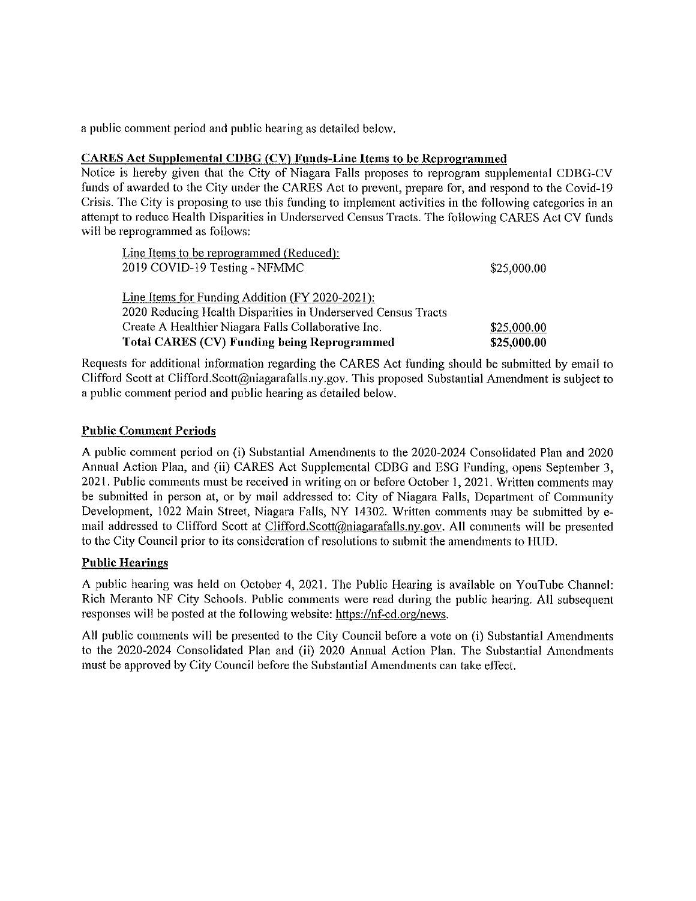a public comment period and public hearing as detailed below.

**CARES Act Supplemental CDBG (CV) Funds-Line Items to be Reprogrammed**

Notice is hereby given that the City of Niagara Falls proposes to reprogram supplemental CDBG-CV funds of awarded to the City under the CARES Act to prevent, prepare for, and respond to the Covid-19 Crisis. The City is proposing to use this funding to implement activities in the following categories in an attempt to reduce Health Disparities in Underserved Census Tracts. The following CARES Act CV funds will be reprogrammed as follows:

| | |
|---|---|
| Line Items to be reprogrammed (Reduced): | |
| 2019 COVID-19 Testing - NFMMC | $25,000.00 |
| | |
| Line Items for Funding Addition (FY 2020-2021): | |
| 2020 Reducing Health Disparities in Underserved Census Tracts | |
| Create A Healthier Niagara Falls Collaborative Inc. | $25,000.00 |
| **Total CARES (CV) Funding being Reprogrammed** | **$25,000.00** |

Requests for additional information regarding the CARES Act funding should be submitted by email to Clifford Scott at Clifford.Scott@niagarafalls.ny.gov. This proposed Substantial Amendment is subject to a public comment period and public hearing as detailed below.

**Public Comment Periods**

A public comment period on (i) Substantial Amendments to the 2020-2024 Consolidated Plan and 2020 Annual Action Plan, and (ii) CARES Act Supplemental CDBG and ESG Funding, opens September 3, 2021. Public comments must be received in writing on or before October 1, 2021. Written comments may be submitted in person at, or by mail addressed to: City of Niagara Falls, Department of Community Development, 1022 Main Street, Niagara Falls, NY 14302. Written comments may be submitted by e-mail addressed to Clifford Scott at Clifford.Scott@niagarafalls.ny.gov. All comments will be presented to the City Council prior to its consideration of resolutions to submit the amendments to HUD.

**Public Hearings**

A public hearing was held on October 4, 2021. The Public Hearing is available on YouTube Channel: Rich Meranto NF City Schools. Public comments were read during the public hearing. All subsequent responses will be posted at the following website: https://nf-cd.org/news.

All public comments will be presented to the City Council before a vote on (i) Substantial Amendments to the 2020-2024 Consolidated Plan and (ii) 2020 Annual Action Plan. The Substantial Amendments must be approved by City Council before the Substantial Amendments can take effect.